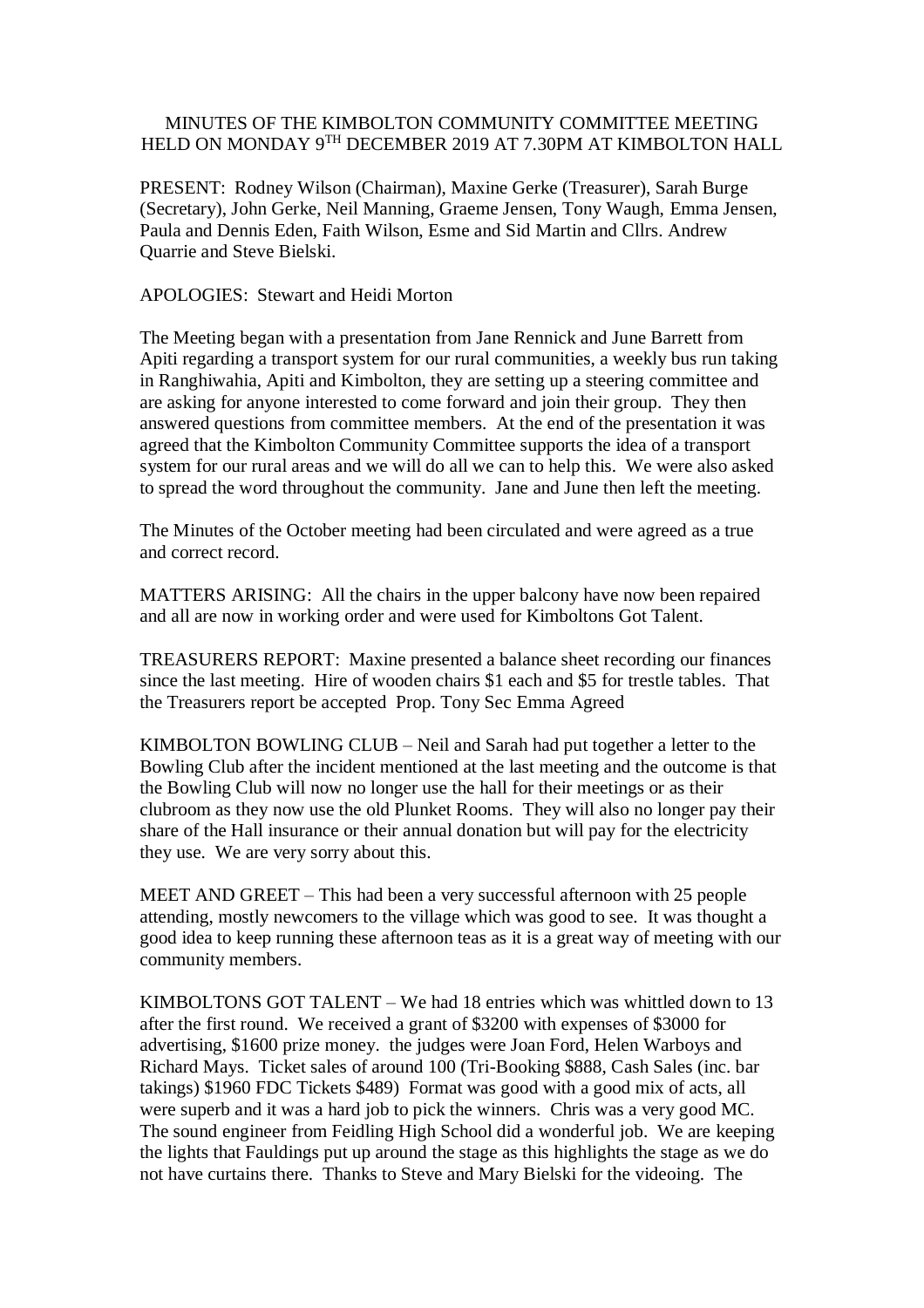# MINUTES OF THE KIMBOLTON COMMUNITY COMMITTEE MEETING HELD ON MONDAY 9TH DECEMBER 2019 AT 7.30PM AT KIMBOLTON HALL

PRESENT: Rodney Wilson (Chairman), Maxine Gerke (Treasurer), Sarah Burge (Secretary), John Gerke, Neil Manning, Graeme Jensen, Tony Waugh, Emma Jensen, Paula and Dennis Eden, Faith Wilson, Esme and Sid Martin and Cllrs. Andrew Quarrie and Steve Bielski.

APOLOGIES: Stewart and Heidi Morton

The Meeting began with a presentation from Jane Rennick and June Barrett from Apiti regarding a transport system for our rural communities, a weekly bus run taking in Ranghiwahia, Apiti and Kimbolton, they are setting up a steering committee and are asking for anyone interested to come forward and join their group. They then answered questions from committee members. At the end of the presentation it was agreed that the Kimbolton Community Committee supports the idea of a transport system for our rural areas and we will do all we can to help this. We were also asked to spread the word throughout the community. Jane and June then left the meeting.

The Minutes of the October meeting had been circulated and were agreed as a true and correct record.

MATTERS ARISING: All the chairs in the upper balcony have now been repaired and all are now in working order and were used for Kimboltons Got Talent.

TREASURERS REPORT: Maxine presented a balance sheet recording our finances since the last meeting. Hire of wooden chairs $1 each and $5 for trestle tables. That the Treasurers report be accepted Prop. Tony Sec Emma Agreed

KIMBOLTON BOWLING CLUB – Neil and Sarah had put together a letter to the Bowling Club after the incident mentioned at the last meeting and the outcome is that the Bowling Club will now no longer use the hall for their meetings or as their clubroom as they now use the old Plunket Rooms. They will also no longer pay their share of the Hall insurance or their annual donation but will pay for the electricity they use. We are very sorry about this.

MEET AND GREET – This had been a very successful afternoon with 25 people attending, mostly newcomers to the village which was good to see. It was thought a good idea to keep running these afternoon teas as it is a great way of meeting with our community members.

KIMBOLTONS GOT TALENT – We had 18 entries which was whittled down to 13 after the first round. We received a grant of $3200 with expenses of $3000 for advertising, $1600 prize money. the judges were Joan Ford, Helen Warboys and Richard Mays. Ticket sales of around 100 (Tri-Booking $888, Cash Sales (inc. bar takings) $1960 FDC Tickets $489) Format was good with a good mix of acts, all were superb and it was a hard job to pick the winners. Chris was a very good MC. The sound engineer from Feidling High School did a wonderful job. We are keeping the lights that Fauldings put up around the stage as this highlights the stage as we do not have curtains there. Thanks to Steve and Mary Bielski for the videoing. The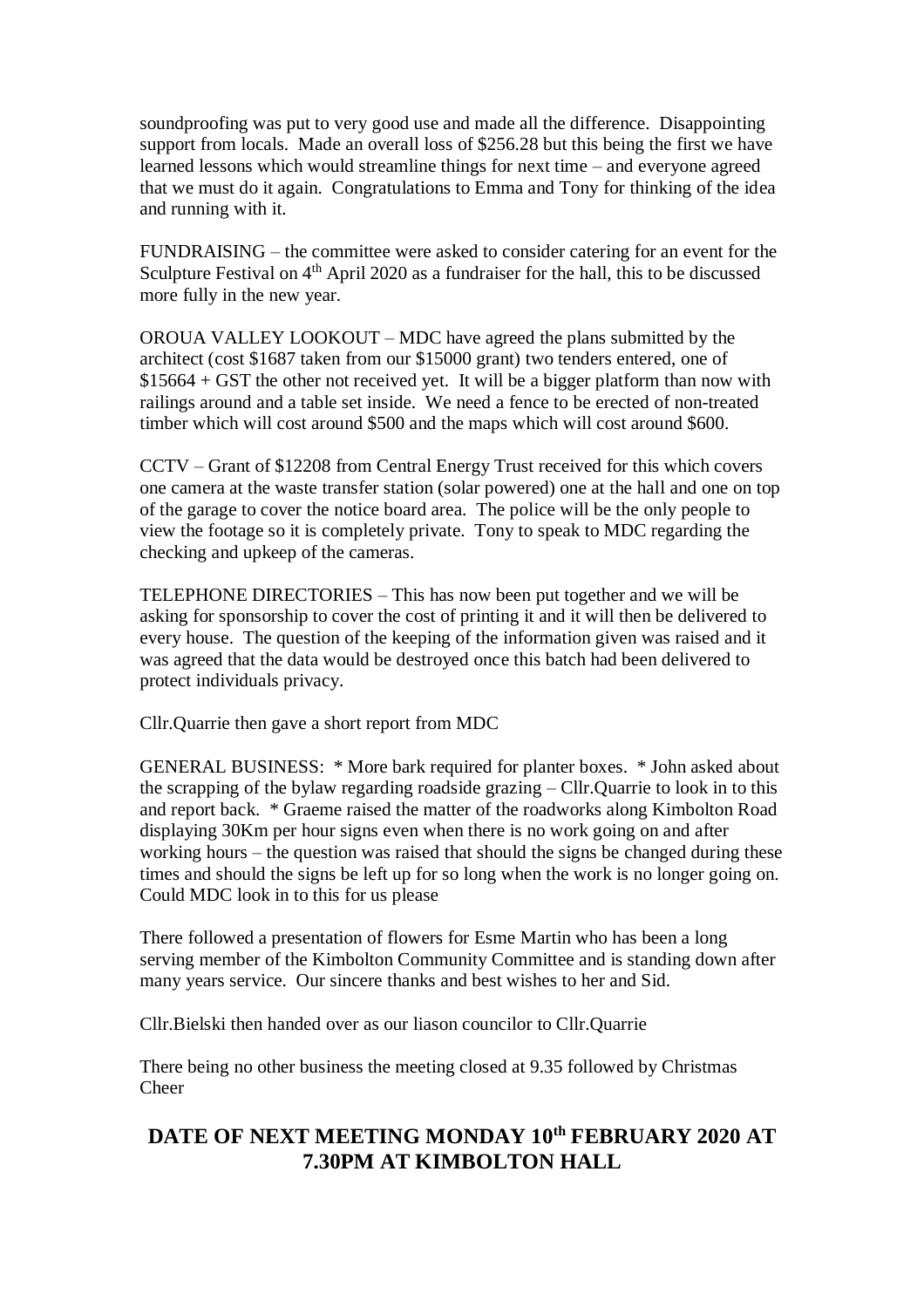soundproofing was put to very good use and made all the difference. Disappointing support from locals. Made an overall loss of $256.28 but this being the first we have learned lessons which would streamline things for next time – and everyone agreed that we must do it again. Congratulations to Emma and Tony for thinking of the idea and running with it.

FUNDRAISING – the committee were asked to consider catering for an event for the Sculpture Festival on 4th April 2020 as a fundraiser for the hall, this to be discussed more fully in the new year.

OROUA VALLEY LOOKOUT – MDC have agreed the plans submitted by the architect (cost $1687 taken from our $15000 grant) two tenders entered, one of $15664 + GST the other not received yet. It will be a bigger platform than now with railings around and a table set inside. We need a fence to be erected of non-treated timber which will cost around $500 and the maps which will cost around $600.

CCTV – Grant of $12208 from Central Energy Trust received for this which covers one camera at the waste transfer station (solar powered) one at the hall and one on top of the garage to cover the notice board area. The police will be the only people to view the footage so it is completely private. Tony to speak to MDC regarding the checking and upkeep of the cameras.

TELEPHONE DIRECTORIES – This has now been put together and we will be asking for sponsorship to cover the cost of printing it and it will then be delivered to every house. The question of the keeping of the information given was raised and it was agreed that the data would be destroyed once this batch had been delivered to protect individuals privacy.

Cllr.Quarrie then gave a short report from MDC

GENERAL BUSINESS: * More bark required for planter boxes. * John asked about the scrapping of the bylaw regarding roadside grazing – Cllr.Quarrie to look in to this and report back. * Graeme raised the matter of the roadworks along Kimbolton Road displaying 30Km per hour signs even when there is no work going on and after working hours – the question was raised that should the signs be changed during these times and should the signs be left up for so long when the work is no longer going on. Could MDC look in to this for us please

There followed a presentation of flowers for Esme Martin who has been a long serving member of the Kimbolton Community Committee and is standing down after many years service. Our sincere thanks and best wishes to her and Sid.

Cllr.Bielski then handed over as our liason councilor to Cllr.Quarrie

There being no other business the meeting closed at 9.35 followed by Christmas Cheer

## DATE OF NEXT MEETING MONDAY 10th FEBRUARY 2020 AT 7.30PM AT KIMBOLTON HALL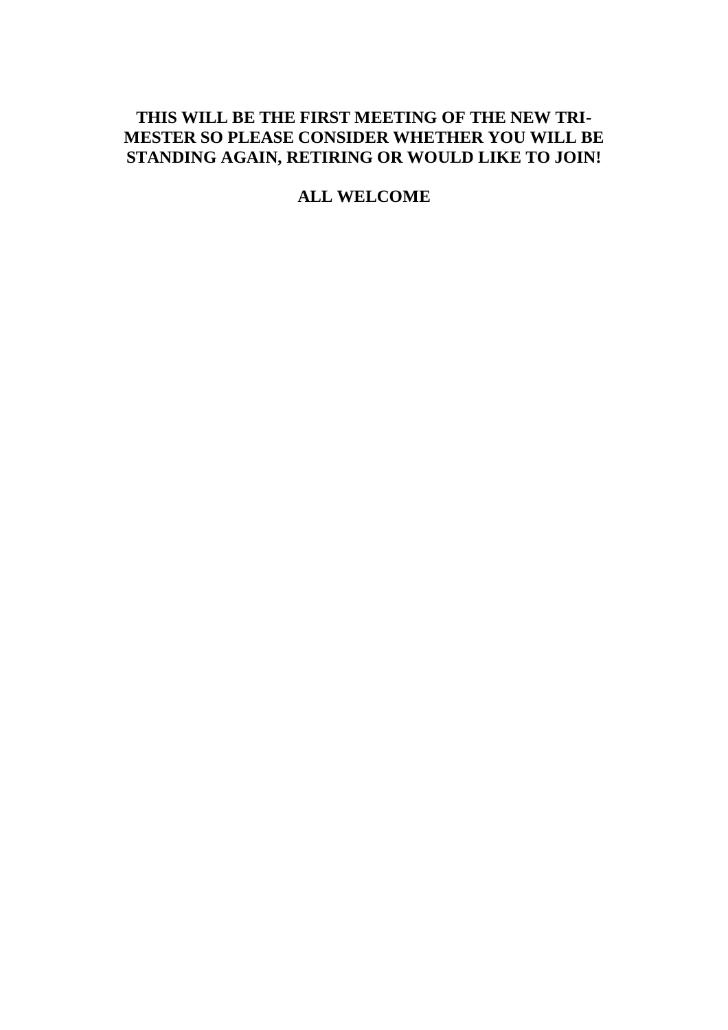**THIS WILL BE THE FIRST MEETING OF THE NEW TRI-MESTER SO PLEASE CONSIDER WHETHER YOU WILL BE STANDING AGAIN, RETIRING OR WOULD LIKE TO JOIN!**

**ALL WELCOME**